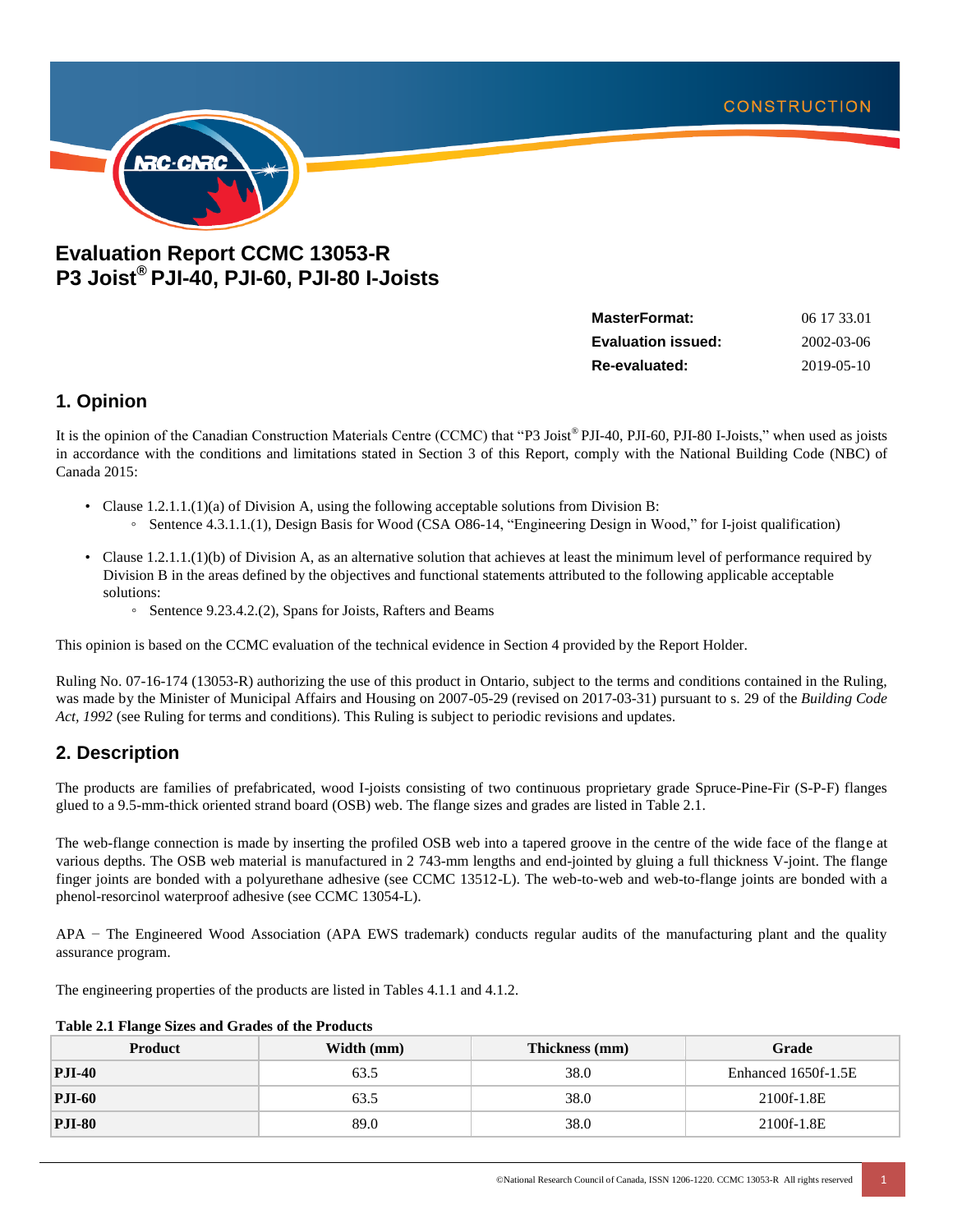# Evaluation Report CCMC 13053-R
# P3 Joist® PJI-40, PJI-60, PJI-80 I-Joists

| | |
|---|---|
| **MasterFormat:** | 06 17 33.01 |
| **Evaluation issued:** | 2002-03-06 |
| **Re-evaluated:** | 2019-05-10 |

## 1. Opinion

It is the opinion of the Canadian Construction Materials Centre (CCMC) that "P3 Joist® PJI-40, PJI-60, PJI-80 I-Joists," when used as joists in accordance with the conditions and limitations stated in Section 3 of this Report, comply with the National Building Code (NBC) of Canada 2015:

- Clause 1.2.1.1.(1)(a) of Division A, using the following acceptable solutions from Division B:
  - Sentence 4.3.1.1.(1), Design Basis for Wood (CSA O86-14, "Engineering Design in Wood," for I-joist qualification)
- Clause 1.2.1.1.(1)(b) of Division A, as an alternative solution that achieves at least the minimum level of performance required by Division B in the areas defined by the objectives and functional statements attributed to the following applicable acceptable solutions:
  - Sentence 9.23.4.2.(2), Spans for Joists, Rafters and Beams

This opinion is based on the CCMC evaluation of the technical evidence in Section 4 provided by the Report Holder.

Ruling No. 07-16-174 (13053-R) authorizing the use of this product in Ontario, subject to the terms and conditions contained in the Ruling, was made by the Minister of Municipal Affairs and Housing on 2007-05-29 (revised on 2017-03-31) pursuant to s. 29 of the *Building Code Act, 1992* (see Ruling for terms and conditions). This Ruling is subject to periodic revisions and updates.

## 2. Description

The products are families of prefabricated, wood I-joists consisting of two continuous proprietary grade Spruce-Pine-Fir (S-P-F) flanges glued to a 9.5-mm-thick oriented strand board (OSB) web. The flange sizes and grades are listed in Table 2.1.

The web-flange connection is made by inserting the profiled OSB web into a tapered groove in the centre of the wide face of the flange at various depths. The OSB web material is manufactured in 2 743-mm lengths and end-jointed by gluing a full thickness V-joint. The flange finger joints are bonded with a polyurethane adhesive (see CCMC 13512-L). The web-to-web and web-to-flange joints are bonded with a phenol-resorcinol waterproof adhesive (see CCMC 13054-L).

APA − The Engineered Wood Association (APA EWS trademark) conducts regular audits of the manufacturing plant and the quality assurance program.

The engineering properties of the products are listed in Tables 4.1.1 and 4.1.2.

**Table 2.1 Flange Sizes and Grades of the Products**

| Product | Width (mm) | Thickness (mm) | Grade |
|---|---|---|---|
| **PJI-40** | 63.5 | 38.0 | Enhanced 1650f-1.5E |
| **PJI-60** | 63.5 | 38.0 | 2100f-1.8E |
| **PJI-80** | 89.0 | 38.0 | 2100f-1.8E |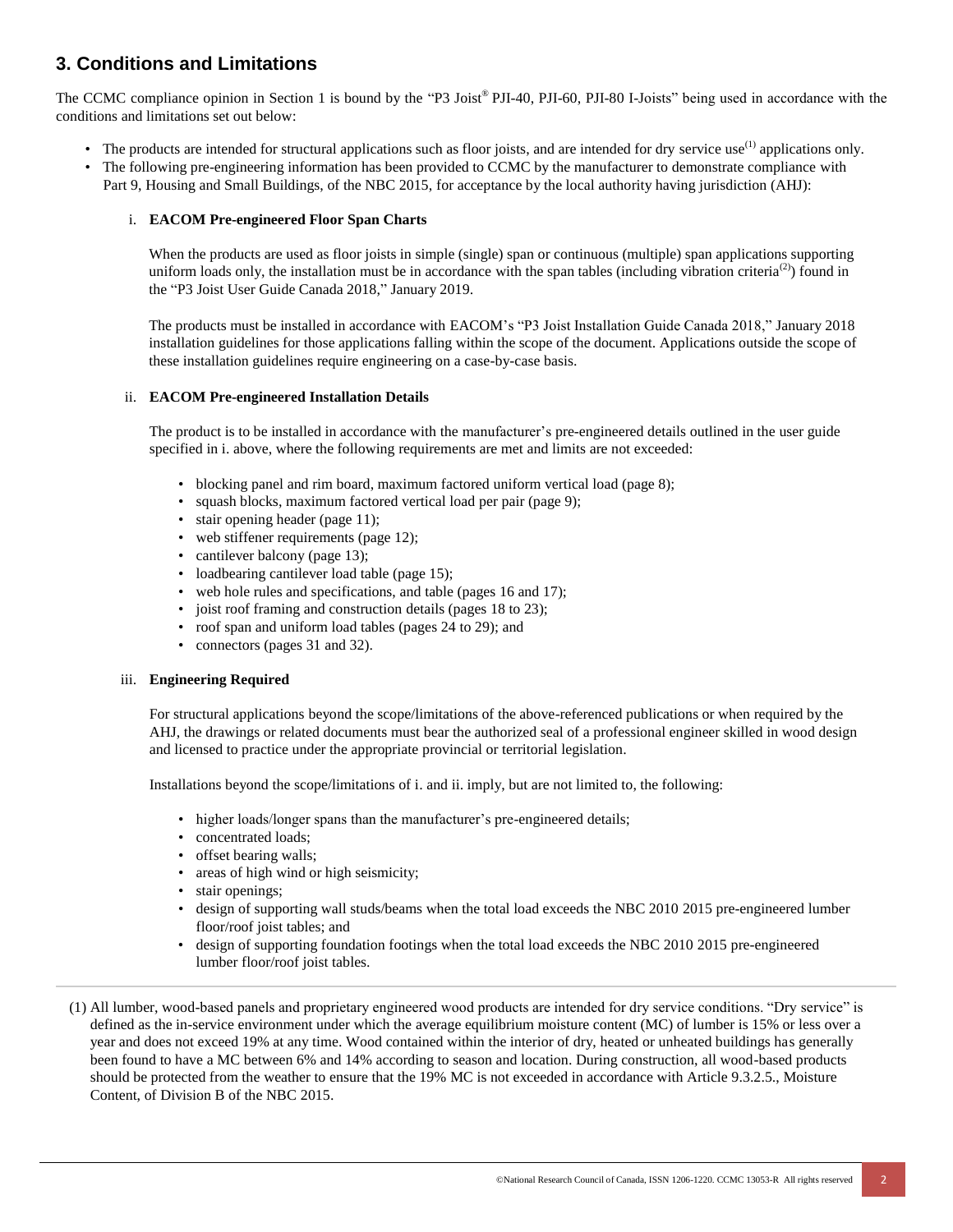## 3. Conditions and Limitations

The CCMC compliance opinion in Section 1 is bound by the "P3 Joist® PJI-40, PJI-60, PJI-80 I-Joists" being used in accordance with the conditions and limitations set out below:

- The products are intended for structural applications such as floor joists, and are intended for dry service use[(1)] applications only.
- The following pre-engineering information has been provided to CCMC by the manufacturer to demonstrate compliance with Part 9, Housing and Small Buildings, of the NBC 2015, for acceptance by the local authority having jurisdiction (AHJ):

  i. **EACOM Pre-engineered Floor Span Charts**

  When the products are used as floor joists in simple (single) span or continuous (multiple) span applications supporting uniform loads only, the installation must be in accordance with the span tables (including vibration criteria[(2)]) found in the "P3 Joist User Guide Canada 2018," January 2019.

  The products must be installed in accordance with EACOM's "P3 Joist Installation Guide Canada 2018," January 2018 installation guidelines for those applications falling within the scope of the document. Applications outside the scope of these installation guidelines require engineering on a case-by-case basis.

  ii. **EACOM Pre-engineered Installation Details**

  The product is to be installed in accordance with the manufacturer's pre-engineered details outlined in the user guide specified in i. above, where the following requirements are met and limits are not exceeded:

  - blocking panel and rim board, maximum factored uniform vertical load (page 8);
  - squash blocks, maximum factored vertical load per pair (page 9);
  - stair opening header (page 11);
  - web stiffener requirements (page 12);
  - cantilever balcony (page 13);
  - loadbearing cantilever load table (page 15);
  - web hole rules and specifications, and table (pages 16 and 17);
  - joist roof framing and construction details (pages 18 to 23);
  - roof span and uniform load tables (pages 24 to 29); and
  - connectors (pages 31 and 32).

  iii. **Engineering Required**

  For structural applications beyond the scope/limitations of the above-referenced publications or when required by the AHJ, the drawings or related documents must bear the authorized seal of a professional engineer skilled in wood design and licensed to practice under the appropriate provincial or territorial legislation.

  Installations beyond the scope/limitations of i. and ii. imply, but are not limited to, the following:

  - higher loads/longer spans than the manufacturer's pre-engineered details;
  - concentrated loads;
  - offset bearing walls;
  - areas of high wind or high seismicity;
  - stair openings;
  - design of supporting wall studs/beams when the total load exceeds the NBC 2010 2015 pre-engineered lumber floor/roof joist tables; and
  - design of supporting foundation footings when the total load exceeds the NBC 2010 2015 pre-engineered lumber floor/roof joist tables.

---

(1) All lumber, wood-based panels and proprietary engineered wood products are intended for dry service conditions. "Dry service" is defined as the in-service environment under which the average equilibrium moisture content (MC) of lumber is 15% or less over a year and does not exceed 19% at any time. Wood contained within the interior of dry, heated or unheated buildings has generally been found to have a MC between 6% and 14% according to season and location. During construction, all wood-based products should be protected from the weather to ensure that the 19% MC is not exceeded in accordance with Article 9.3.2.5., Moisture Content, of Division B of the NBC 2015.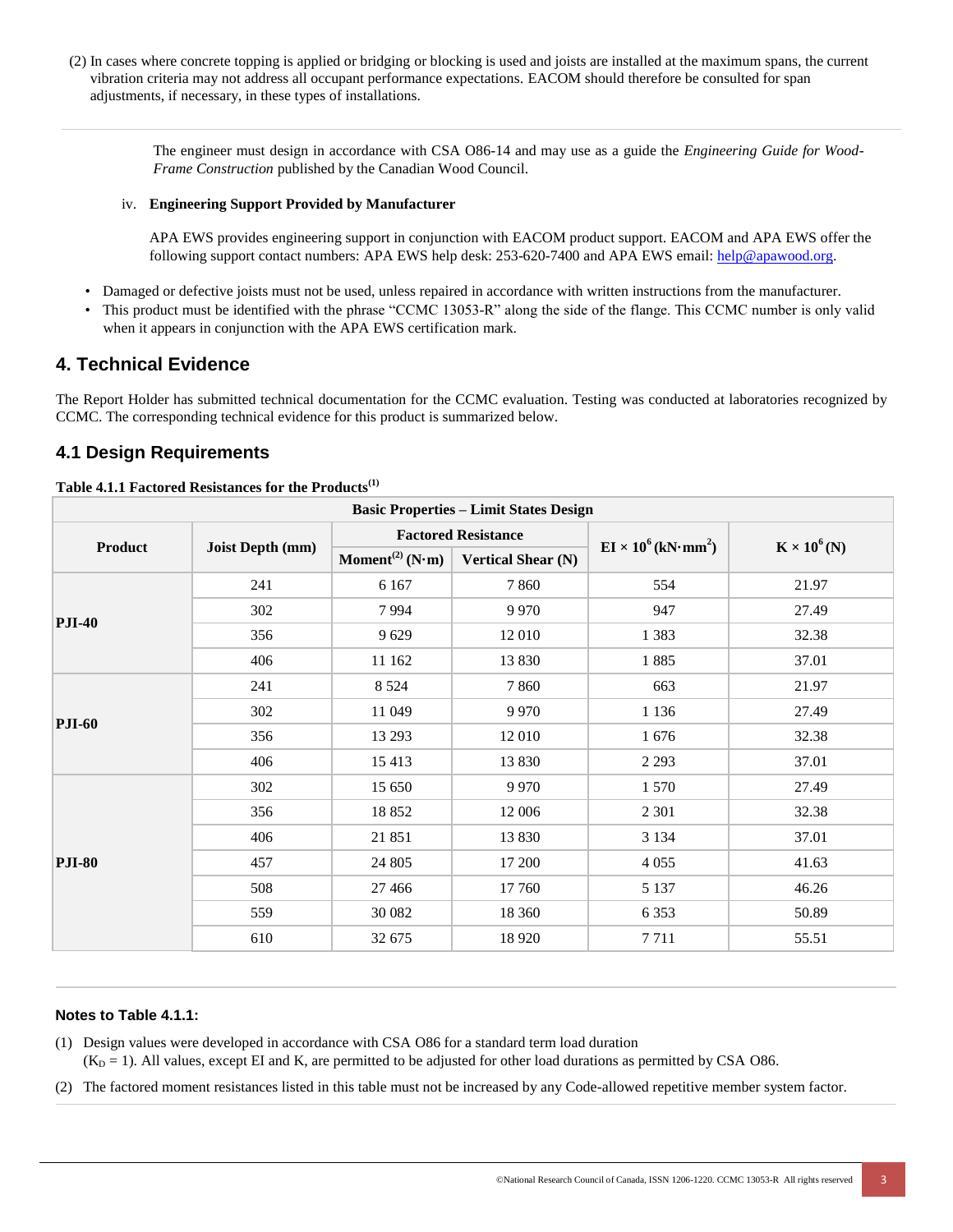(2) In cases where concrete topping is applied or bridging or blocking is used and joists are installed at the maximum spans, the current vibration criteria may not address all occupant performance expectations. EACOM should therefore be consulted for span adjustments, if necessary, in these types of installations.

The engineer must design in accordance with CSA O86-14 and may use as a guide the *Engineering Guide for Wood-Frame Construction* published by the Canadian Wood Council.

iv. **Engineering Support Provided by Manufacturer**

APA EWS provides engineering support in conjunction with EACOM product support. EACOM and APA EWS offer the following support contact numbers: APA EWS help desk: 253-620-7400 and APA EWS email: help@apawood.org.

- Damaged or defective joists must not be used, unless repaired in accordance with written instructions from the manufacturer.
- This product must be identified with the phrase "CCMC 13053-R" along the side of the flange. This CCMC number is only valid when it appears in conjunction with the APA EWS certification mark.

## 4. Technical Evidence

The Report Holder has submitted technical documentation for the CCMC evaluation. Testing was conducted at laboratories recognized by CCMC. The corresponding technical evidence for this product is summarized below.

## 4.1 Design Requirements

**Table 4.1.1 Factored Resistances for the Products[1]**

| Basic Properties – Limit States Design | | | | | |
|---|---|---|---|---|---|
| **Product** | **Joist Depth (mm)** | **Factored Resistance** | | **EI × $10^6$ (kN·mm$^2$)** | **K × $10^6$ (N)** |
| | | **Moment[2] (N·m)** | **Vertical Shear (N)** | | |
| **PJI-40** | 241 | 6 167 | 7 860 | 554 | 21.97 |
| | 302 | 7 994 | 9 970 | 947 | 27.49 |
| | 356 | 9 629 | 12 010 | 1 383 | 32.38 |
| | 406 | 11 162 | 13 830 | 1 885 | 37.01 |
| **PJI-60** | 241 | 8 524 | 7 860 | 663 | 21.97 |
| | 302 | 11 049 | 9 970 | 1 136 | 27.49 |
| | 356 | 13 293 | 12 010 | 1 676 | 32.38 |
| | 406 | 15 413 | 13 830 | 2 293 | 37.01 |
| **PJI-80** | 302 | 15 650 | 9 970 | 1 570 | 27.49 |
| | 356 | 18 852 | 12 006 | 2 301 | 32.38 |
| | 406 | 21 851 | 13 830 | 3 134 | 37.01 |
| | 457 | 24 805 | 17 200 | 4 055 | 41.63 |
| | 508 | 27 466 | 17 760 | 5 137 | 46.26 |
| | 559 | 30 082 | 18 360 | 6 353 | 50.89 |
| | 610 | 32 675 | 18 920 | 7 711 | 55.51 |

**Notes to Table 4.1.1:**

(1) Design values were developed in accordance with CSA O86 for a standard term load duration ($K_D = 1$). All values, except EI and K, are permitted to be adjusted for other load durations as permitted by CSA O86.

(2) The factored moment resistances listed in this table must not be increased by any Code-allowed repetitive member system factor.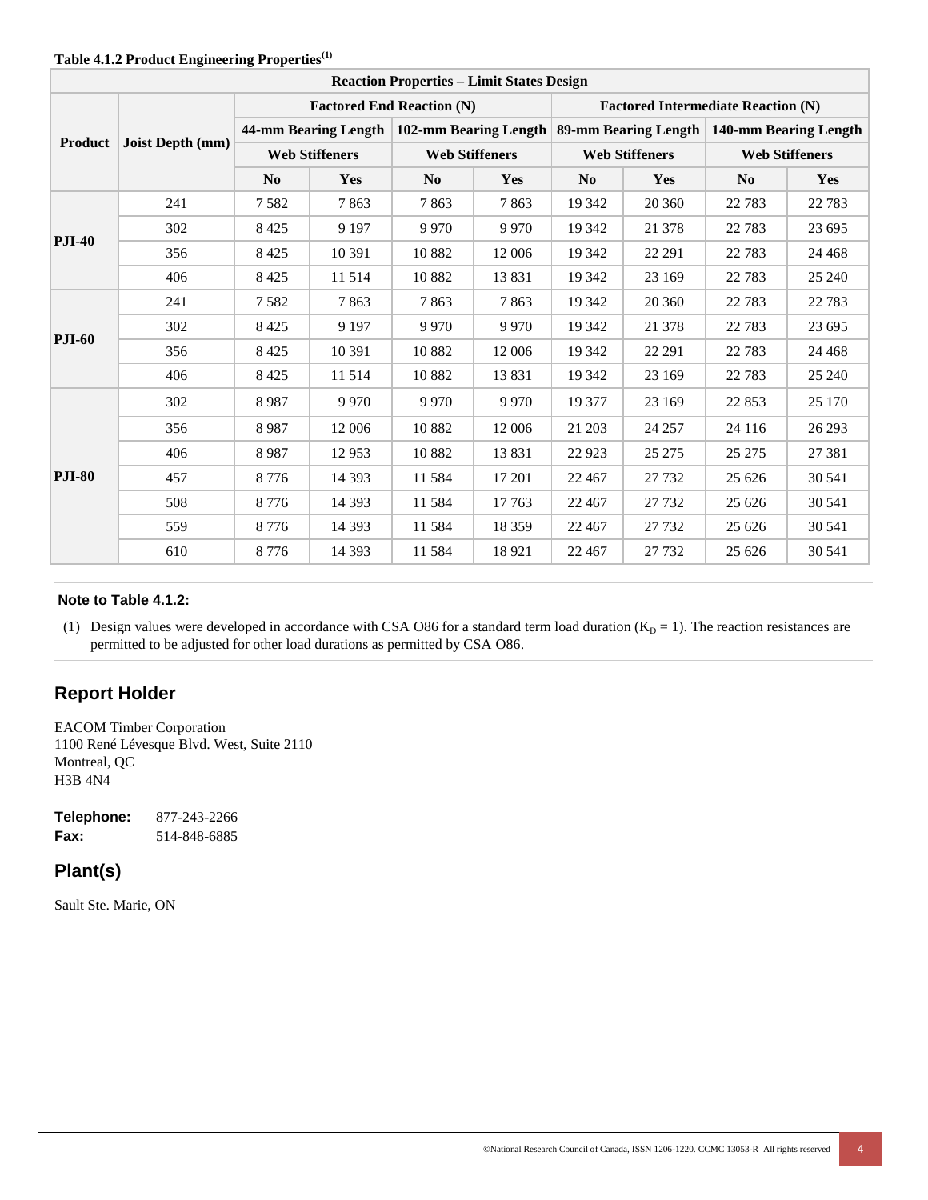**Table 4.1.2 Product Engineering Properties[1]**

| Reaction Properties – Limit States Design | | | | | | | | | |
|---|---|---|---|---|---|---|---|---|---|
| Product | Joist Depth (mm) | Factored End Reaction (N) | | | | Factored Intermediate Reaction (N) | | | |
| | | 44-mm Bearing Length | | 102-mm Bearing Length | | 89-mm Bearing Length | | 140-mm Bearing Length | |
| | | Web Stiffeners | | Web Stiffeners | | Web Stiffeners | | Web Stiffeners | |
| | | No | Yes | No | Yes | No | Yes | No | Yes |
| PJI-40 | 241 | 7 582 | 7 863 | 7 863 | 7 863 | 19 342 | 20 360 | 22 783 | 22 783 |
| | 302 | 8 425 | 9 197 | 9 970 | 9 970 | 19 342 | 21 378 | 22 783 | 23 695 |
| | 356 | 8 425 | 10 391 | 10 882 | 12 006 | 19 342 | 22 291 | 22 783 | 24 468 |
| | 406 | 8 425 | 11 514 | 10 882 | 13 831 | 19 342 | 23 169 | 22 783 | 25 240 |
| PJI-60 | 241 | 7 582 | 7 863 | 7 863 | 7 863 | 19 342 | 20 360 | 22 783 | 22 783 |
| | 302 | 8 425 | 9 197 | 9 970 | 9 970 | 19 342 | 21 378 | 22 783 | 23 695 |
| | 356 | 8 425 | 10 391 | 10 882 | 12 006 | 19 342 | 22 291 | 22 783 | 24 468 |
| | 406 | 8 425 | 11 514 | 10 882 | 13 831 | 19 342 | 23 169 | 22 783 | 25 240 |
| PJI-80 | 302 | 8 987 | 9 970 | 9 970 | 9 970 | 19 377 | 23 169 | 22 853 | 25 170 |
| | 356 | 8 987 | 12 006 | 10 882 | 12 006 | 21 203 | 24 257 | 24 116 | 26 293 |
| | 406 | 8 987 | 12 953 | 10 882 | 13 831 | 22 923 | 25 275 | 25 275 | 27 381 |
| | 457 | 8 776 | 14 393 | 11 584 | 17 201 | 22 467 | 27 732 | 25 626 | 30 541 |
| | 508 | 8 776 | 14 393 | 11 584 | 17 763 | 22 467 | 27 732 | 25 626 | 30 541 |
| | 559 | 8 776 | 14 393 | 11 584 | 18 359 | 22 467 | 27 732 | 25 626 | 30 541 |
| | 610 | 8 776 | 14 393 | 11 584 | 18 921 | 22 467 | 27 732 | 25 626 | 30 541 |

**Note to Table 4.1.2:**

(1) Design values were developed in accordance with CSA O86 for a standard term load duration ($K_D = 1$). The reaction resistances are permitted to be adjusted for other load durations as permitted by CSA O86.

## Report Holder

EACOM Timber Corporation
1100 René Lévesque Blvd. West, Suite 2110
Montreal, QC
H3B 4N4

**Telephone:** 877-243-2266
**Fax:** 514-848-6885

## Plant(s)

Sault Ste. Marie, ON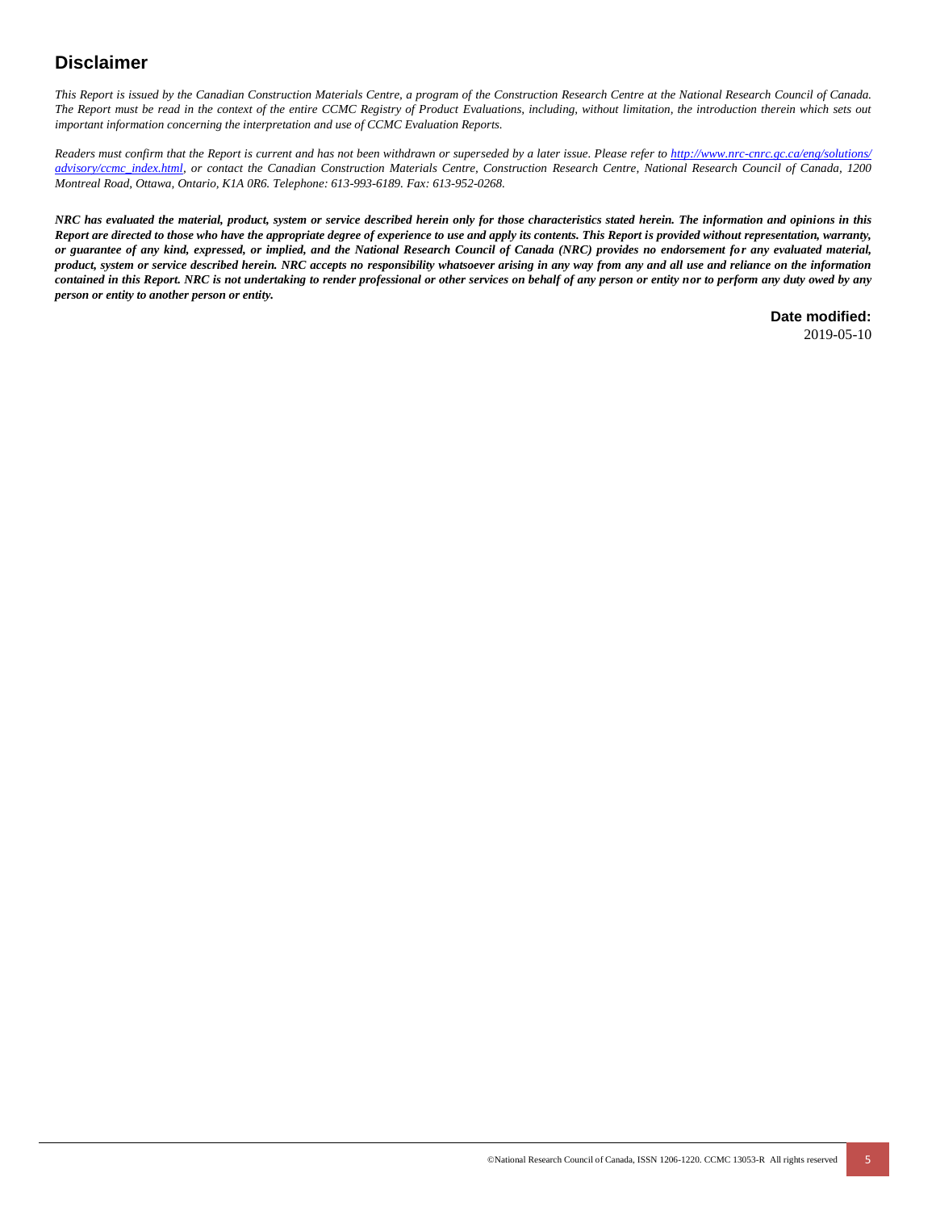## Disclaimer

*This Report is issued by the Canadian Construction Materials Centre, a program of the Construction Research Centre at the National Research Council of Canada. The Report must be read in the context of the entire CCMC Registry of Product Evaluations, including, without limitation, the introduction therein which sets out important information concerning the interpretation and use of CCMC Evaluation Reports.*

*Readers must confirm that the Report is current and has not been withdrawn or superseded by a later issue. Please refer to [http://www.nrc-cnrc.gc.ca/eng/solutions/advisory/ccmc_index.html](http://www.nrc-cnrc.gc.ca/eng/solutions/advisory/ccmc_index.html), or contact the Canadian Construction Materials Centre, Construction Research Centre, National Research Council of Canada, 1200 Montreal Road, Ottawa, Ontario, K1A 0R6. Telephone: 613-993-6189. Fax: 613-952-0268.*

***NRC has evaluated the material, product, system or service described herein only for those characteristics stated herein. The information and opinions in this Report are directed to those who have the appropriate degree of experience to use and apply its contents. This Report is provided without representation, warranty, or guarantee of any kind, expressed, or implied, and the National Research Council of Canada (NRC) provides no endorsement for any evaluated material, product, system or service described herein. NRC accepts no responsibility whatsoever arising in any way from any and all use and reliance on the information contained in this Report. NRC is not undertaking to render professional or other services on behalf of any person or entity nor to perform any duty owed by any person or entity to another person or entity.***

**Date modified:**
2019-05-10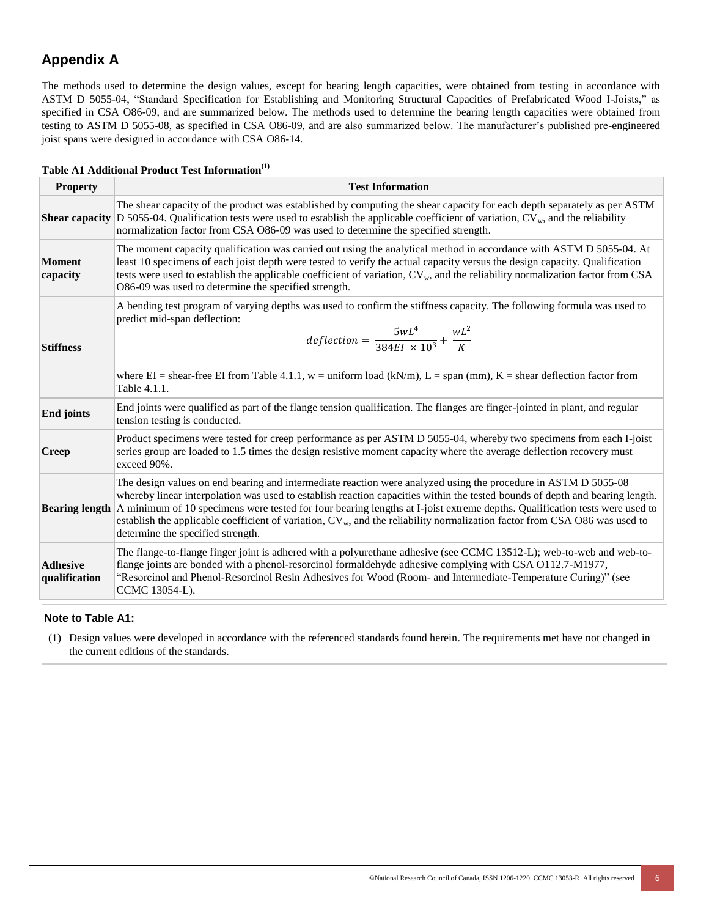## Appendix A

The methods used to determine the design values, except for bearing length capacities, were obtained from testing in accordance with ASTM D 5055-04, "Standard Specification for Establishing and Monitoring Structural Capacities of Prefabricated Wood I-Joists," as specified in CSA O86-09, and are summarized below. The methods used to determine the bearing length capacities were obtained from testing to ASTM D 5055-08, as specified in CSA O86-09, and are also summarized below. The manufacturer's published pre-engineered joist spans were designed in accordance with CSA O86-14.

**Table A1 Additional Product Test Information[1]**

| Property | Test Information |
|---|---|
| **Shear capacity** | The shear capacity of the product was established by computing the shear capacity for each depth separately as per ASTM D 5055-04. Qualification tests were used to establish the applicable coefficient of variation, $CV_w$, and the reliability normalization factor from CSA O86-09 was used to determine the specified strength. |
| **Moment capacity** | The moment capacity qualification was carried out using the analytical method in accordance with ASTM D 5055-04. At least 10 specimens of each joist depth were tested to verify the actual capacity versus the design capacity. Qualification tests were used to establish the applicable coefficient of variation, $CV_w$, and the reliability normalization factor from CSA O86-09 was used to determine the specified strength. |
| **Stiffness** | A bending test program of varying depths was used to confirm the stiffness capacity. The following formula was used to predict mid-span deflection: $$deflection = \frac{5wL^4}{384EI \times 10^3} + \frac{wL^2}{K}$$ where EI = shear-free EI from Table 4.1.1, w = uniform load (kN/m), L = span (mm), K = shear deflection factor from Table 4.1.1. |
| **End joints** | End joints were qualified as part of the flange tension qualification. The flanges are finger-jointed in plant, and regular tension testing is conducted. |
| **Creep** | Product specimens were tested for creep performance as per ASTM D 5055-04, whereby two specimens from each I-joist series group are loaded to 1.5 times the design resistive moment capacity where the average deflection recovery must exceed 90%. |
| **Bearing length** | The design values on end bearing and intermediate reaction were analyzed using the procedure in ASTM D 5055-08 whereby linear interpolation was used to establish reaction capacities within the tested bounds of depth and bearing length. A minimum of 10 specimens were tested for four bearing lengths at I-joist extreme depths. Qualification tests were used to establish the applicable coefficient of variation, $CV_w$, and the reliability normalization factor from CSA O86 was used to determine the specified strength. |
| **Adhesive qualification** | The flange-to-flange finger joint is adhered with a polyurethane adhesive (see CCMC 13512-L); web-to-web and web-to-flange joints are bonded with a phenol-resorcinol formaldehyde adhesive complying with CSA O112.7-M1977, "Resorcinol and Phenol-Resorcinol Resin Adhesives for Wood (Room- and Intermediate-Temperature Curing)" (see CCMC 13054-L). |

**Note to Table A1:**

(1) Design values were developed in accordance with the referenced standards found herein. The requirements met have not changed in the current editions of the standards.